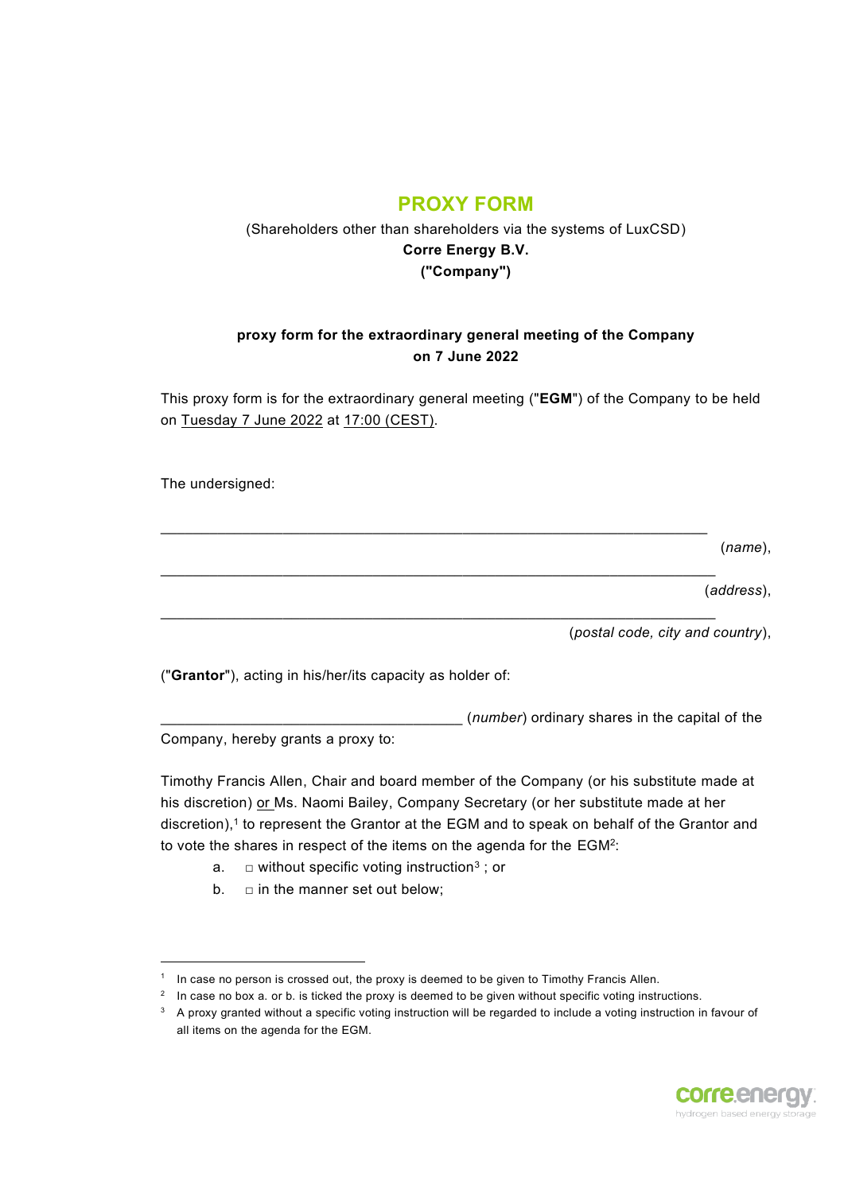# PROXY FORM

(Shareholders other than shareholders via the systems of LuxCSD)
**Corre Energy B.V.**
**("Company")**

**proxy form for the extraordinary general meeting of the Company on 7 June 2022**

This proxy form is for the extraordinary general meeting ("**EGM**") of the Company to be held on Tuesday 7 June 2022 at 17:00 (CEST).

The undersigned:

____________________________________________________________ (*name*),

____________________________________________________________ (*address*),

____________________________________________________________ (*postal code, city and country*),

("**Grantor**"), acting in his/her/its capacity as holder of:

_________________________________ (*number*) ordinary shares in the capital of the Company, hereby grants a proxy to:

Timothy Francis Allen, Chair and board member of the Company (or his substitute made at his discretion) or Ms. Naomi Bailey, Company Secretary (or her substitute made at her discretion),[1] to represent the Grantor at the EGM and to speak on behalf of the Grantor and to vote the shares in respect of the items on the agenda for the EGM[2]:

a. □ without specific voting instruction[3] ; or
b. □ in the manner set out below;

---

[1] In case no person is crossed out, the proxy is deemed to be given to Timothy Francis Allen.

[2] In case no box a. or b. is ticked the proxy is deemed to be given without specific voting instructions.

[3] A proxy granted without a specific voting instruction will be regarded to include a voting instruction in favour of all items on the agenda for the EGM.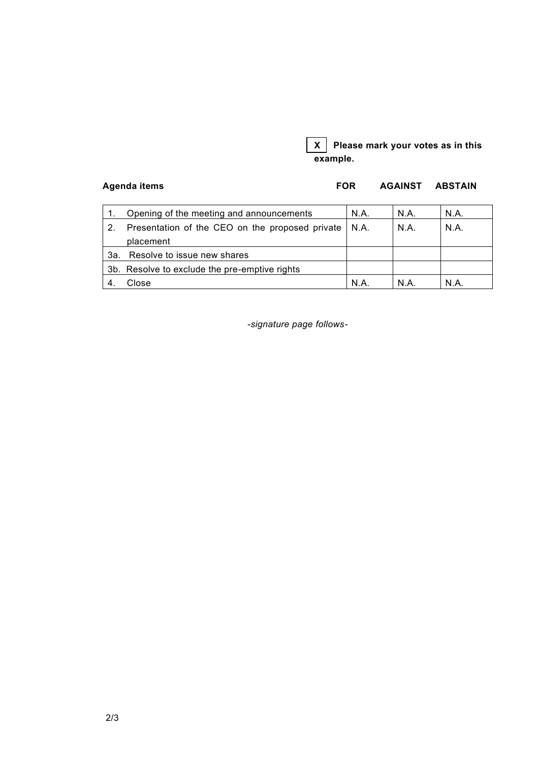**X** **Please mark your votes as in this example.**

| Agenda items | FOR | AGAINST | ABSTAIN |
|---|---|---|---|
| 1. Opening of the meeting and announcements | N.A. | N.A. | N.A. |
| 2. Presentation of the CEO on the proposed private placement | N.A. | N.A. | N.A. |
| 3a. Resolve to issue new shares | | | |
| 3b. Resolve to exclude the pre-emptive rights | | | |
| 4. Close | N.A. | N.A. | N.A. |

*-signature page follows-*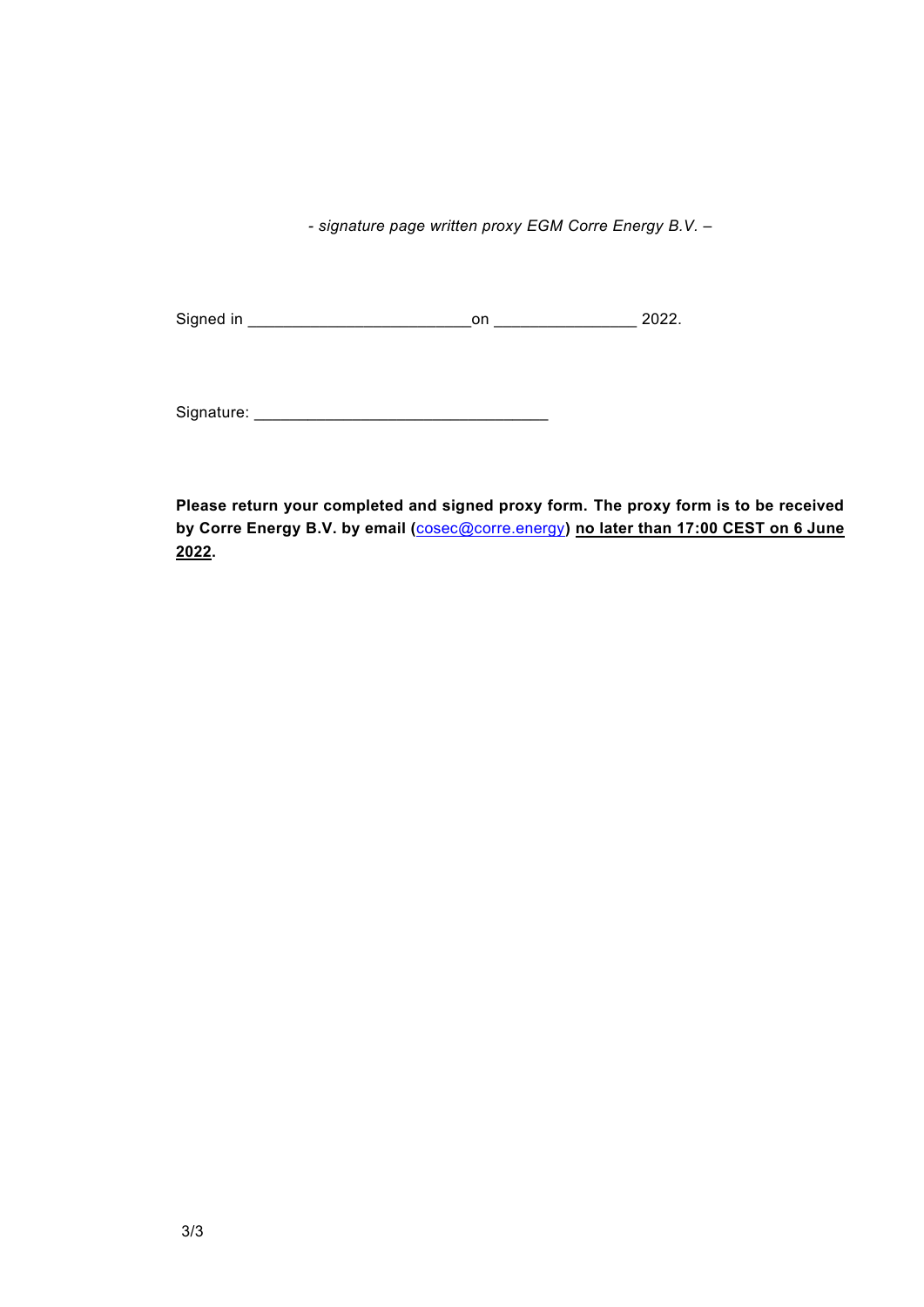*- signature page written proxy EGM Corre Energy B.V. –*

Signed in _________________________on ________________ 2022.

Signature: _________________________________

**Please return your completed and signed proxy form. The proxy form is to be received by Corre Energy B.V. by email (cosec@corre.energy) <u>no later than 17:00 CEST on 6 June 2022</u>.**